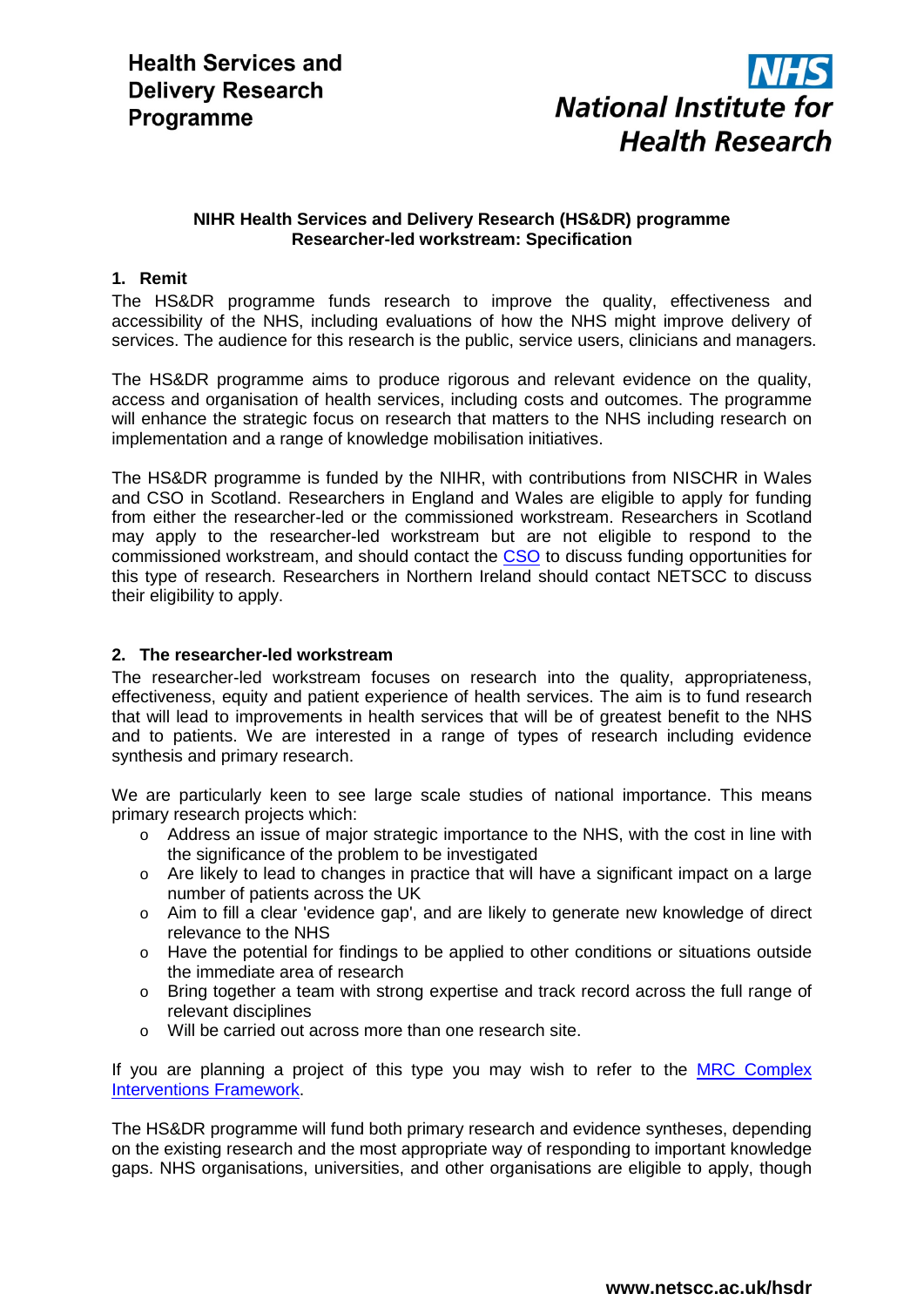Health Services and Delivery Research Programme

NHS National Institute for Health Research

**NIHR Health Services and Delivery Research (HS&DR) programme**
**Researcher-led workstream: Specification**

## 1. Remit

The HS&DR programme funds research to improve the quality, effectiveness and accessibility of the NHS, including evaluations of how the NHS might improve delivery of services. The audience for this research is the public, service users, clinicians and managers.

The HS&DR programme aims to produce rigorous and relevant evidence on the quality, access and organisation of health services, including costs and outcomes. The programme will enhance the strategic focus on research that matters to the NHS including research on implementation and a range of knowledge mobilisation initiatives.

The HS&DR programme is funded by the NIHR, with contributions from NISCHR in Wales and CSO in Scotland. Researchers in England and Wales are eligible to apply for funding from either the researcher-led or the commissioned workstream. Researchers in Scotland may apply to the researcher-led workstream but are not eligible to respond to the commissioned workstream, and should contact the CSO to discuss funding opportunities for this type of research. Researchers in Northern Ireland should contact NETSCC to discuss their eligibility to apply.

## 2. The researcher-led workstream

The researcher-led workstream focuses on research into the quality, appropriateness, effectiveness, equity and patient experience of health services. The aim is to fund research that will lead to improvements in health services that will be of greatest benefit to the NHS and to patients. We are interested in a range of types of research including evidence synthesis and primary research.

We are particularly keen to see large scale studies of national importance. This means primary research projects which:

- Address an issue of major strategic importance to the NHS, with the cost in line with the significance of the problem to be investigated
- Are likely to lead to changes in practice that will have a significant impact on a large number of patients across the UK
- Aim to fill a clear 'evidence gap', and are likely to generate new knowledge of direct relevance to the NHS
- Have the potential for findings to be applied to other conditions or situations outside the immediate area of research
- Bring together a team with strong expertise and track record across the full range of relevant disciplines
- Will be carried out across more than one research site.

If you are planning a project of this type you may wish to refer to the MRC Complex Interventions Framework.

The HS&DR programme will fund both primary research and evidence syntheses, depending on the existing research and the most appropriate way of responding to important knowledge gaps. NHS organisations, universities, and other organisations are eligible to apply, though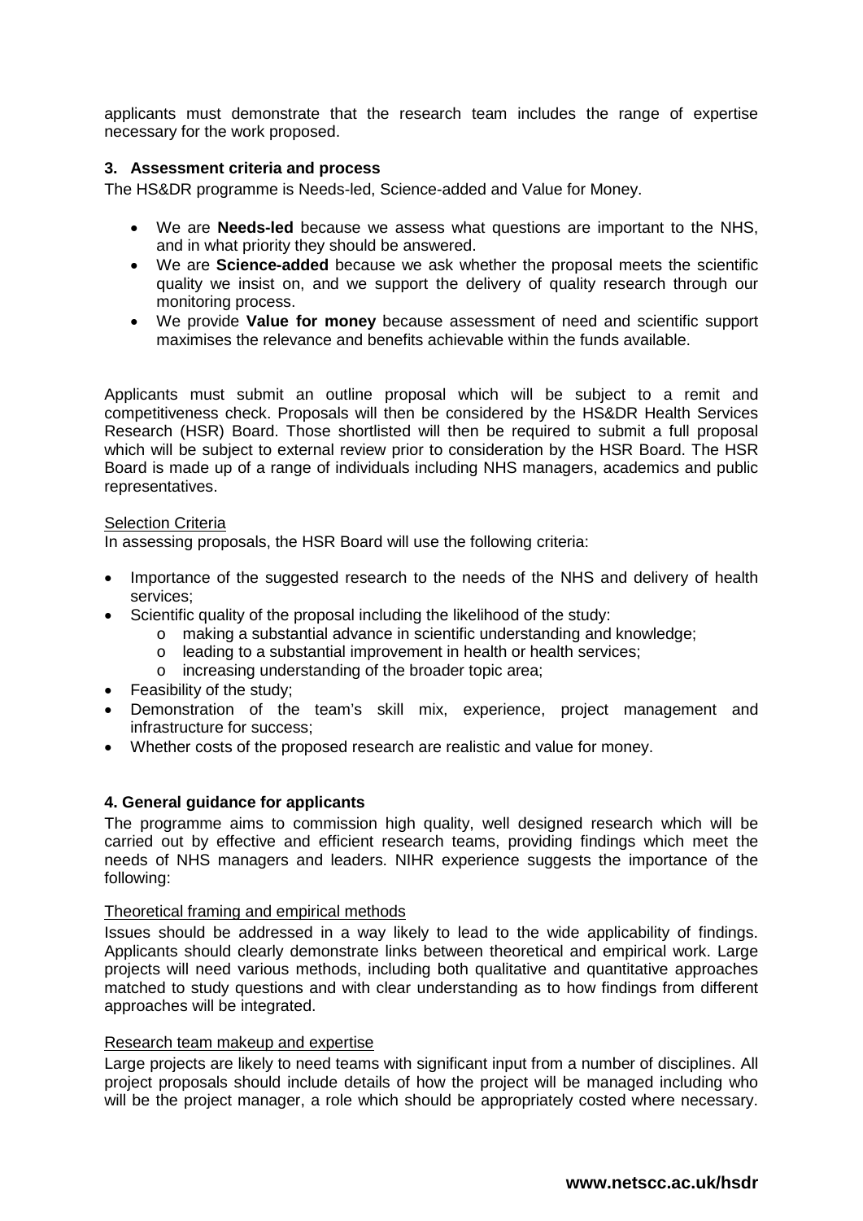applicants must demonstrate that the research team includes the range of expertise necessary for the work proposed.

### 3. Assessment criteria and process

The HS&DR programme is Needs-led, Science-added and Value for Money.

- We are **Needs-led** because we assess what questions are important to the NHS, and in what priority they should be answered.
- We are **Science-added** because we ask whether the proposal meets the scientific quality we insist on, and we support the delivery of quality research through our monitoring process.
- We provide **Value for money** because assessment of need and scientific support maximises the relevance and benefits achievable within the funds available.

Applicants must submit an outline proposal which will be subject to a remit and competitiveness check. Proposals will then be considered by the HS&DR Health Services Research (HSR) Board. Those shortlisted will then be required to submit a full proposal which will be subject to external review prior to consideration by the HSR Board. The HSR Board is made up of a range of individuals including NHS managers, academics and public representatives.

Selection Criteria

In assessing proposals, the HSR Board will use the following criteria:

- Importance of the suggested research to the needs of the NHS and delivery of health services;
- Scientific quality of the proposal including the likelihood of the study:
  - making a substantial advance in scientific understanding and knowledge;
  - leading to a substantial improvement in health or health services;
  - increasing understanding of the broader topic area;
- Feasibility of the study;
- Demonstration of the team's skill mix, experience, project management and infrastructure for success;
- Whether costs of the proposed research are realistic and value for money.

### 4. General guidance for applicants

The programme aims to commission high quality, well designed research which will be carried out by effective and efficient research teams, providing findings which meet the needs of NHS managers and leaders. NIHR experience suggests the importance of the following:

Theoretical framing and empirical methods

Issues should be addressed in a way likely to lead to the wide applicability of findings. Applicants should clearly demonstrate links between theoretical and empirical work. Large projects will need various methods, including both qualitative and quantitative approaches matched to study questions and with clear understanding as to how findings from different approaches will be integrated.

Research team makeup and expertise

Large projects are likely to need teams with significant input from a number of disciplines. All project proposals should include details of how the project will be managed including who will be the project manager, a role which should be appropriately costed where necessary.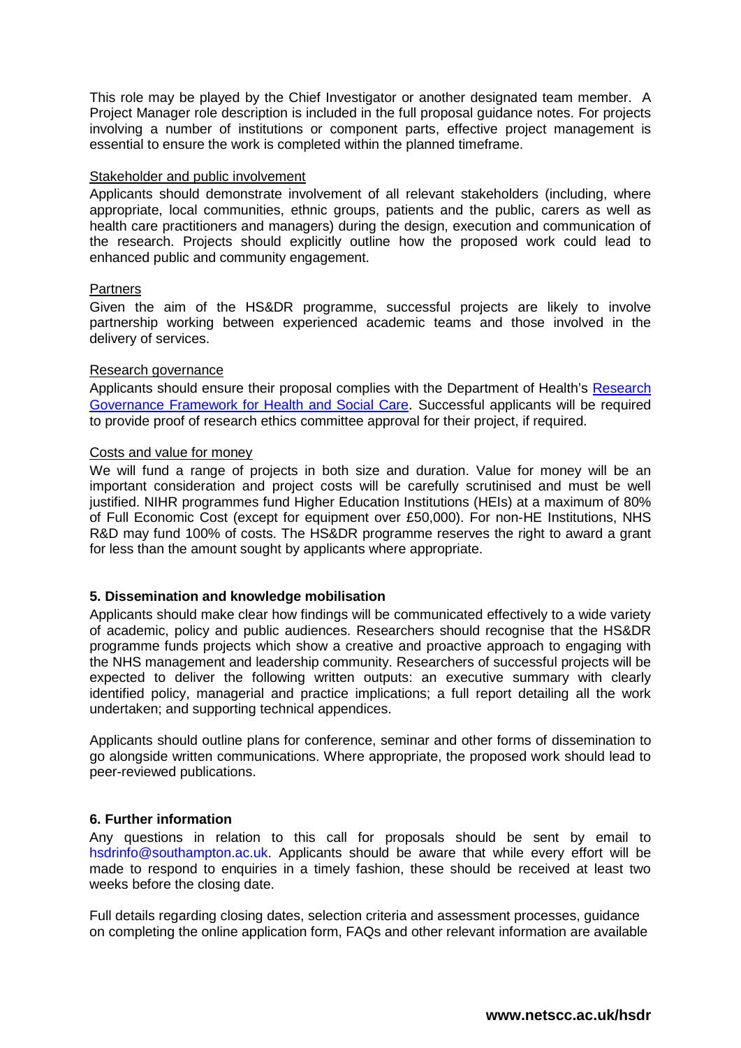This role may be played by the Chief Investigator or another designated team member. A Project Manager role description is included in the full proposal guidance notes. For projects involving a number of institutions or component parts, effective project management is essential to ensure the work is completed within the planned timeframe.

Stakeholder and public involvement

Applicants should demonstrate involvement of all relevant stakeholders (including, where appropriate, local communities, ethnic groups, patients and the public, carers as well as health care practitioners and managers) during the design, execution and communication of the research. Projects should explicitly outline how the proposed work could lead to enhanced public and community engagement.

Partners

Given the aim of the HS&DR programme, successful projects are likely to involve partnership working between experienced academic teams and those involved in the delivery of services.

Research governance

Applicants should ensure their proposal complies with the Department of Health's Research Governance Framework for Health and Social Care. Successful applicants will be required to provide proof of research ethics committee approval for their project, if required.

Costs and value for money

We will fund a range of projects in both size and duration. Value for money will be an important consideration and project costs will be carefully scrutinised and must be well justified. NIHR programmes fund Higher Education Institutions (HEIs) at a maximum of 80% of Full Economic Cost (except for equipment over £50,000). For non-HE Institutions, NHS R&D may fund 100% of costs. The HS&DR programme reserves the right to award a grant for less than the amount sought by applicants where appropriate.

**5. Dissemination and knowledge mobilisation**

Applicants should make clear how findings will be communicated effectively to a wide variety of academic, policy and public audiences. Researchers should recognise that the HS&DR programme funds projects which show a creative and proactive approach to engaging with the NHS management and leadership community. Researchers of successful projects will be expected to deliver the following written outputs: an executive summary with clearly identified policy, managerial and practice implications; a full report detailing all the work undertaken; and supporting technical appendices.

Applicants should outline plans for conference, seminar and other forms of dissemination to go alongside written communications. Where appropriate, the proposed work should lead to peer-reviewed publications.

**6. Further information**

Any questions in relation to this call for proposals should be sent by email to hsdrinfo@southampton.ac.uk. Applicants should be aware that while every effort will be made to respond to enquiries in a timely fashion, these should be received at least two weeks before the closing date.

Full details regarding closing dates, selection criteria and assessment processes, guidance on completing the online application form, FAQs and other relevant information are available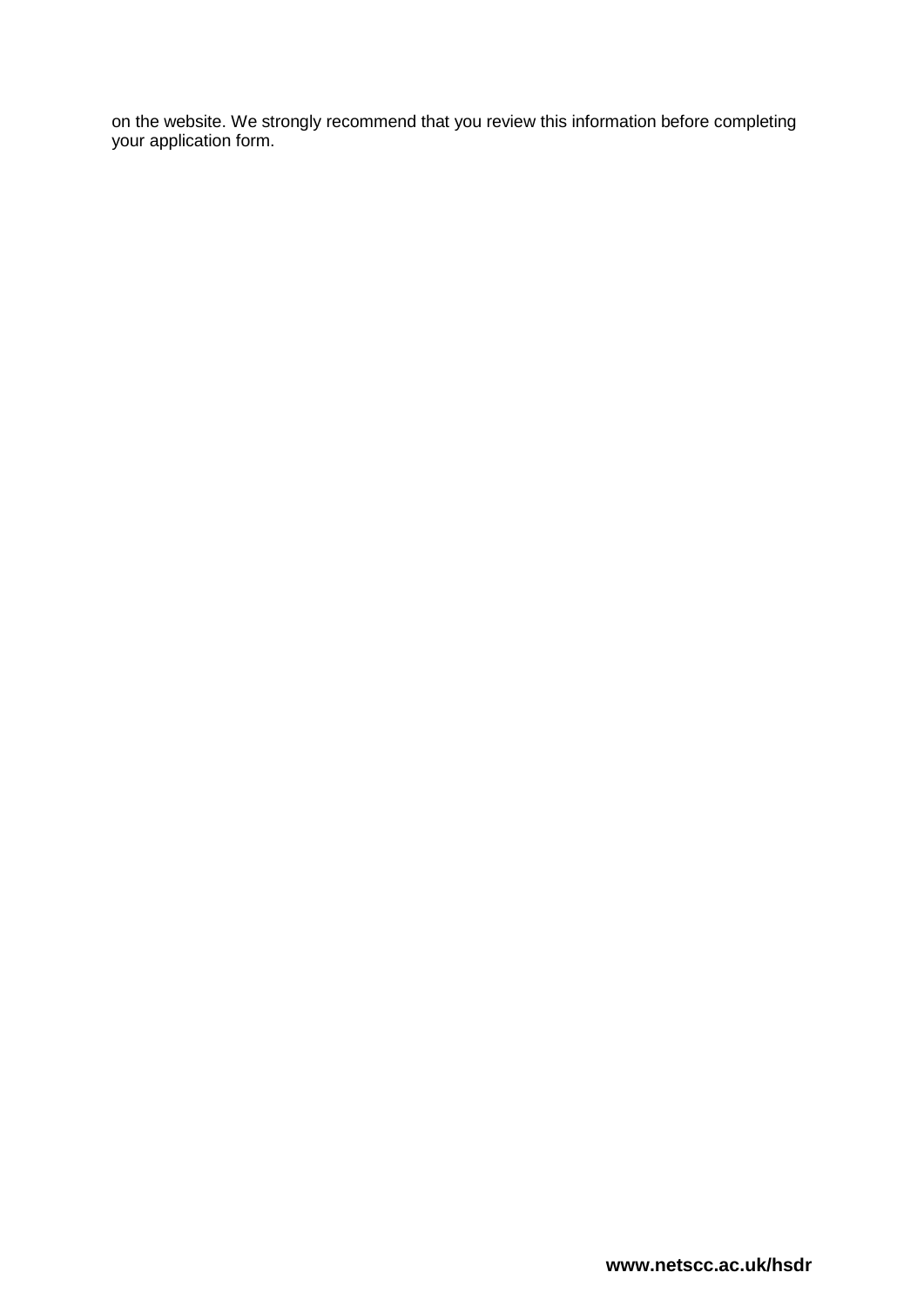on the website. We strongly recommend that you review this information before completing your application form.

**www.netscc.ac.uk/hsdr**